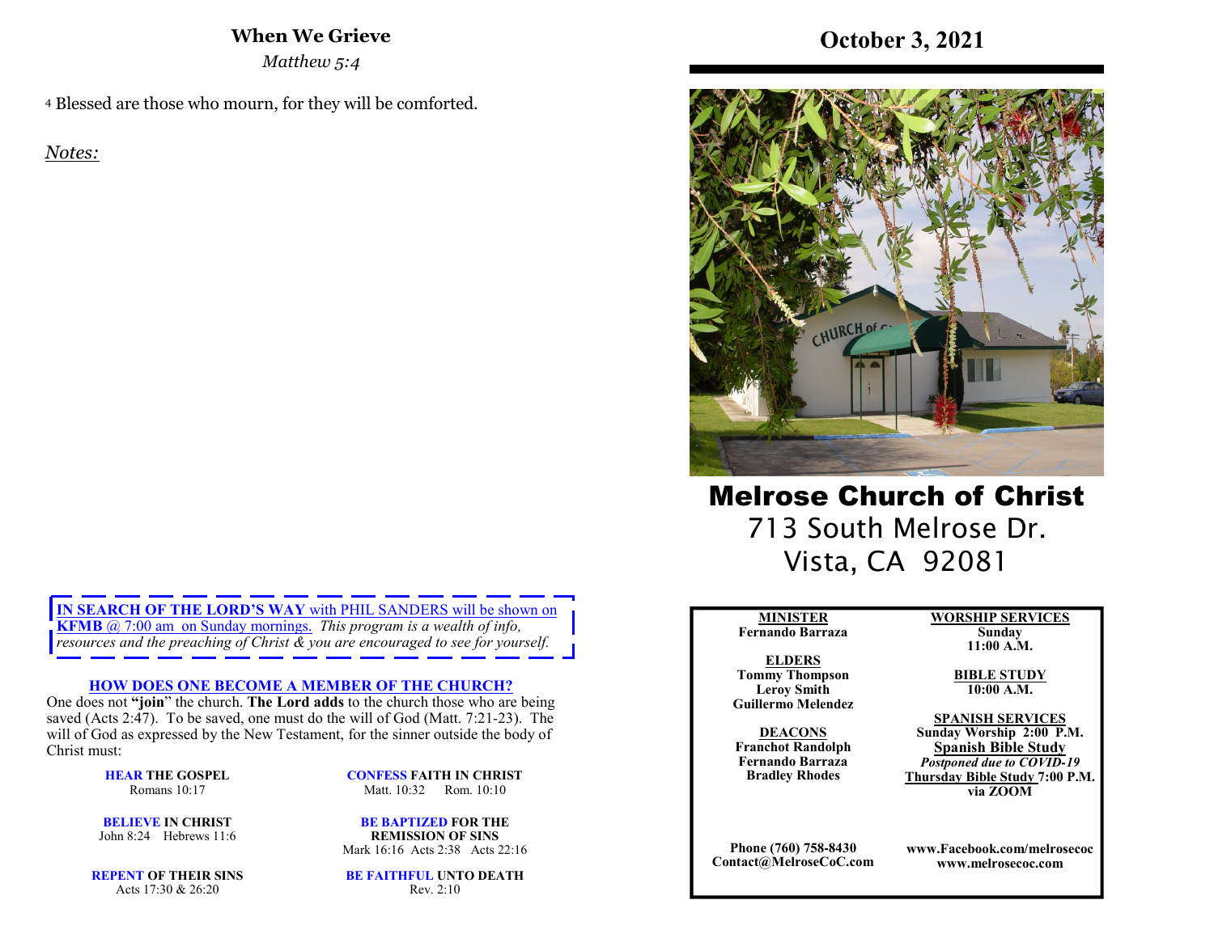## When We Grieve

*Matthew 5:4*

4 Blessed are those who mourn, for they will be comforted.

*Notes:*

**IN SEARCH OF THE LORD'S WAY** with PHIL SANDERS will be shown on **KFMB** @ 7:00 am on Sunday mornings. *This program is a wealth of info, resources and the preaching of Christ & you are encouraged to see for yourself.*

### HOW DOES ONE BECOME A MEMBER OF THE CHURCH?

One does not **"join"** the church. **The Lord adds** to the church those who are being saved (Acts 2:47). To be saved, one must do the will of God (Matt. 7:21-23). The will of God as expressed by the New Testament, for the sinner outside the body of Christ must:

**HEAR THE GOSPEL**
Romans 10:17

**BELIEVE IN CHRIST**
John 8:24 Hebrews 11:6

**REPENT OF THEIR SINS**
Acts 17:30 & 26:20

**CONFESS FAITH IN CHRIST**
Matt. 10:32 Rom. 10:10

**BE BAPTIZED FOR THE REMISSION OF SINS**
Mark 16:16 Acts 2:38 Acts 22:16

**BE FAITHFUL UNTO DEATH**
Rev. 2:10

# October 3, 2021

# Melrose Church of Christ

713 South Melrose Dr.
Vista, CA 92081

**MINISTER**
**Fernando Barraza**

**ELDERS**
**Tommy Thompson**
**Leroy Smith**
**Guillermo Melendez**

**DEACONS**
**Franchot Randolph**
**Fernando Barraza**
**Bradley Rhodes**

**WORSHIP SERVICES**
**Sunday**
**11:00 A.M.**

**BIBLE STUDY**
**10:00 A.M.**

**SPANISH SERVICES**
**Sunday Worship 2:00 P.M.**
**Spanish Bible Study**
***Postponed due to COVID-19***
**Thursday Bible Study 7:00 P.M. via ZOOM**

**Phone (760) 758-8430**
**Contact@MelroseCoC.com**

**www.Facebook.com/melrosecoc**
**www.melrosecoc.com**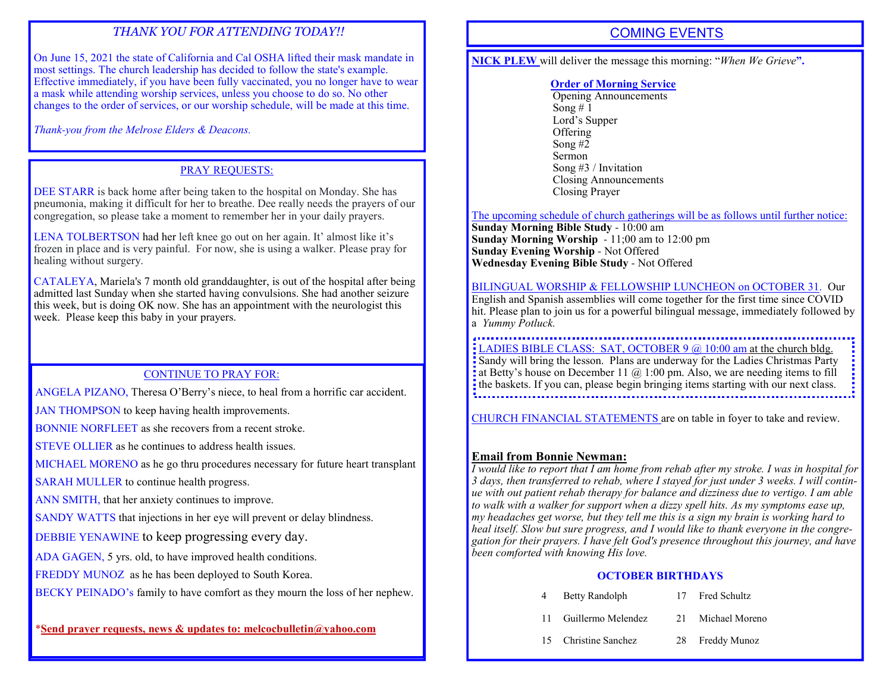## *THANK YOU FOR ATTENDING TODAY!!*

On June 15, 2021 the state of California and Cal OSHA lifted their mask mandate in most settings. The church leadership has decided to follow the state's example. Effective immediately, if you have been fully vaccinated, you no longer have to wear a mask while attending worship services, unless you choose to do so. No other changes to the order of services, or our worship schedule, will be made at this time.

*Thank-you from the Melrose Elders & Deacons.*

## PRAY REQUESTS:

DEE STARR is back home after being taken to the hospital on Monday. She has pneumonia, making it difficult for her to breathe. Dee really needs the prayers of our congregation, so please take a moment to remember her in your daily prayers.

LENA TOLBERTSON had her left knee go out on her again. It' almost like it's frozen in place and is very painful. For now, she is using a walker. Please pray for healing without surgery.

CATALEYA, Mariela's 7 month old granddaughter, is out of the hospital after being admitted last Sunday when she started having convulsions. She had another seizure this week, but is doing OK now. She has an appointment with the neurologist this week. Please keep this baby in your prayers.

## CONTINUE TO PRAY FOR:

ANGELA PIZANO, Theresa O'Berry's niece, to heal from a horrific car accident.

JAN THOMPSON to keep having health improvements.

BONNIE NORFLEET as she recovers from a recent stroke.

STEVE OLLIER as he continues to address health issues.

MICHAEL MORENO as he go thru procedures necessary for future heart transplant

SARAH MULLER to continue health progress.

ANN SMITH, that her anxiety continues to improve.

SANDY WATTS that injections in her eye will prevent or delay blindness.

DEBBIE YENAWINE to keep progressing every day.

ADA GAGEN, 5 yrs. old, to have improved health conditions.

FREDDY MUNOZ as he has been deployed to South Korea.

BECKY PEINADO's family to have comfort as they mourn the loss of her nephew.

\***Send prayer requests, news & updates to: melcocbulletin@yahoo.com**

## COMING EVENTS

**NICK PLEW** will deliver the message this morning: "*When We Grieve*".

**Order of Morning Service**

Opening Announcements
Song # 1
Lord's Supper
Offering
Song #2
Sermon
Song #3 / Invitation
Closing Announcements
Closing Prayer

The upcoming schedule of church gatherings will be as follows until further notice:

**Sunday Morning Bible Study** - 10:00 am
**Sunday Morning Worship** - 11;00 am to 12:00 pm
**Sunday Evening Worship** - Not Offered
**Wednesday Evening Bible Study** - Not Offered

BILINGUAL WORSHIP & FELLOWSHIP LUNCHEON on OCTOBER 31. Our English and Spanish assemblies will come together for the first time since COVID hit. Please plan to join us for a powerful bilingual message, immediately followed by a *Yummy Potluck.*

LADIES BIBLE CLASS: SAT, OCTOBER 9 @ 10:00 am at the church bldg. Sandy will bring the lesson. Plans are underway for the Ladies Christmas Party at Betty's house on December 11 @ 1:00 pm. Also, we are needing items to fill the baskets. If you can, please begin bringing items starting with our next class.

CHURCH FINANCIAL STATEMENTS are on table in foyer to take and review.

### Email from Bonnie Newman:

*I would like to report that I am home from rehab after my stroke. I was in hospital for 3 days, then transferred to rehab, where I stayed for just under 3 weeks. I will continue with out patient rehab therapy for balance and dizziness due to vertigo. I am able to walk with a walker for support when a dizzy spell hits. As my symptoms ease up, my headaches get worse, but they tell me this is a sign my brain is working hard to heal itself. Slow but sure progress, and I would like to thank everyone in the congregation for their prayers. I have felt God's presence throughout this journey, and have been comforted with knowing His love.*

### OCTOBER BIRTHDAYS

| | | | |
|---|---|---|---|
| 4 | Betty Randolph | 17 | Fred Schultz |
| 11 | Guillermo Melendez | 21 | Michael Moreno |
| 15 | Christine Sanchez | 28 | Freddy Munoz |